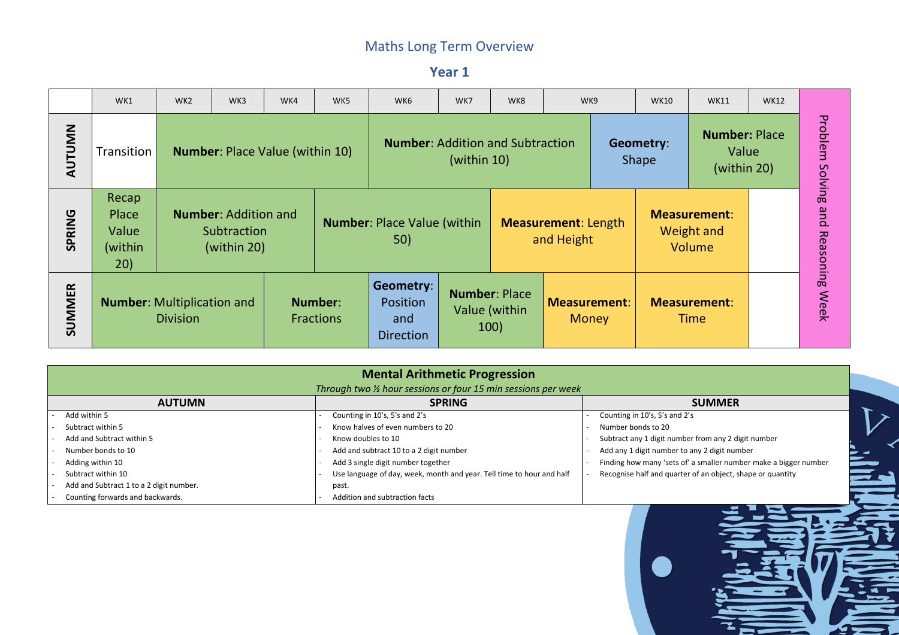# Maths Long Term Overview

## Year 1

| | WK1 | WK2 | WK3 | WK4 | WK5 | WK6 | WK7 | WK8 | WK9 | WK10 | WK11 | WK12 | |
|---|---|---|---|---|---|---|---|---|---|---|---|---|---|
| **AUTUMN** | Transition | **Number**: Place Value (within 10) | | | | **Number**: Addition and Subtraction (within 10) | | | | **Geometry**: Shape | **Number:** Place Value (within 20) | | Problem Solving and Reasoning Week |
| **SPRING** | Recap Place Value (within 20) | **Number**: Addition and Subtraction (within 20) | | | **Number**: Place Value (within 50) | | | **Measurement**: Length and Height | | **Measurement**: Weight and Volume | | | |
| **SUMMER** | **Number**: Multiplication and Division | | | **Number**: Fractions | | **Geometry**: Position and Direction | **Number**: Place Value (within 100) | | **Measurement**: Money | **Measurement**: Time | | | |

| **Mental Arithmetic Progression**<br>*Through two ½ hour sessions or four 15 min sessions per week* | | |
|---|---|---|
| **AUTUMN** | **SPRING** | **SUMMER** |
| - Add within 5<br>- Subtract within 5<br>- Add and Subtract within 5<br>- Number bonds to 10<br>- Adding within 10<br>- Subtract within 10<br>- Add and Subtract 1 to a 2 digit number.<br>- Counting forwards and backwards. | - Counting in 10's, 5's and 2's<br>- Know halves of even numbers to 20<br>- Know doubles to 10<br>- Add and subtract 10 to a 2 digit number<br>- Add 3 single digit number together<br>- Use language of day, week, month and year. Tell time to hour and half past.<br>- Addition and subtraction facts | - Counting in 10's, 5's and 2's<br>- Number bonds to 20<br>- Subtract any 1 digit number from any 2 digit number<br>- Add any 1 digit number to any 2 digit number<br>- Finding how many 'sets of' a smaller number make a bigger number<br>- Recognise half and quarter of an object, shape or quantity |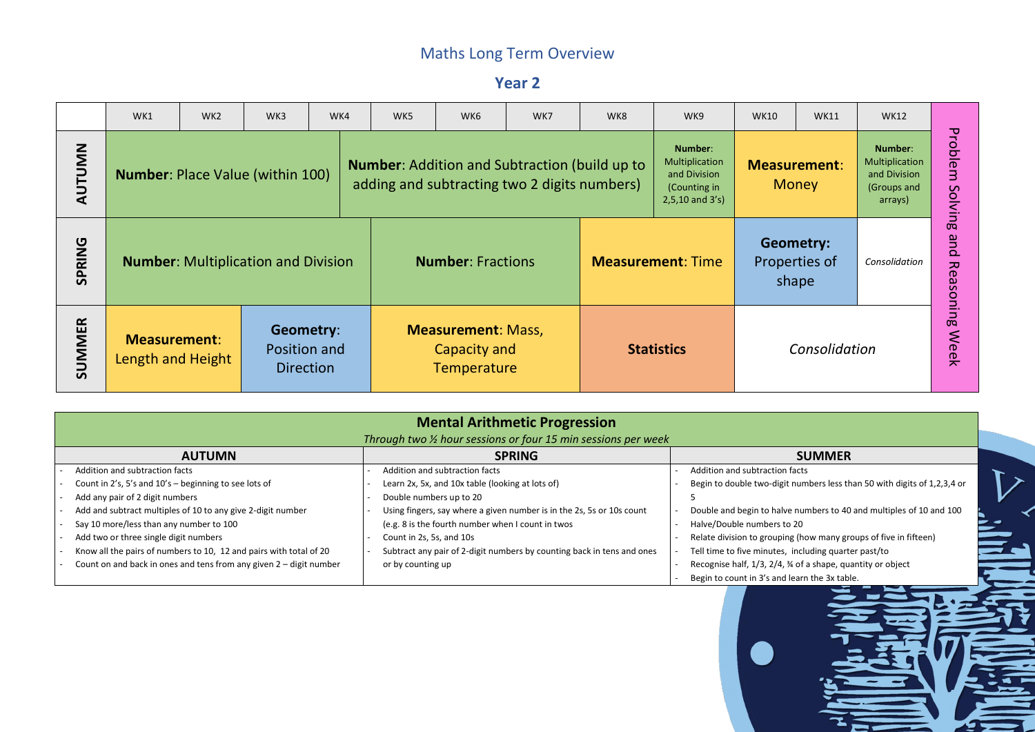# Maths Long Term Overview

## Year 2

| | WK1 | WK2 | WK3 | WK4 | WK5 | WK6 | WK7 | WK8 | WK9 | WK10 | WK11 | WK12 | |
|---|---|---|---|---|---|---|---|---|---|---|---|---|---|
| **AUTUMN** | **Number**: Place Value (within 100) | | | | **Number**: Addition and Subtraction (build up to adding and subtracting two 2 digits numbers) | | | | **Number**: Multiplication and Division (Counting in 2,5,10 and 3's) | **Measurement**: Money | | **Number**: Multiplication and Division (Groups and arrays) | Problem Solving and Reasoning Week |
| **SPRING** | **Number**: Multiplication and Division | | | | **Number**: Fractions | | | **Measurement**: Time | | **Geometry**: Properties of shape | | *Consolidation* | |
| **SUMMER** | **Measurement**: Length and Height | | **Geometry**: Position and Direction | | **Measurement**: Mass, Capacity and Temperature | | | **Statistics** | | *Consolidation* | | | |

## Mental Arithmetic Progression

*Through two ½ hour sessions or four 15 min sessions per week*

| AUTUMN | SPRING | SUMMER |
|---|---|---|
| - Addition and subtraction facts<br>- Count in 2's, 5's and 10's – beginning to see lots of<br>- Add any pair of 2 digit numbers<br>- Add and subtract multiples of 10 to any give 2-digit number<br>- Say 10 more/less than any number to 100<br>- Add two or three single digit numbers<br>- Know all the pairs of numbers to 10, 12 and pairs with total of 20<br>- Count on and back in ones and tens from any given 2 – digit number | - Addition and subtraction facts<br>- Learn 2x, 5x, and 10x table (looking at lots of)<br>- Double numbers up to 20<br>- Using fingers, say where a given number is in the 2s, 5s or 10s count (e.g. 8 is the fourth number when I count in twos<br>- Count in 2s, 5s, and 10s<br>- Subtract any pair of 2-digit numbers by counting back in tens and ones or by counting up | - Addition and subtraction facts<br>- Begin to double two-digit numbers less than 50 with digits of 1,2,3,4 or 5<br>- Double and begin to halve numbers to 40 and multiples of 10 and 100<br>- Halve/Double numbers to 20<br>- Relate division to grouping (how many groups of five in fifteen)<br>- Tell time to five minutes, including quarter past/to<br>- Recognise half, 1/3, 2/4, ¾ of a shape, quantity or object<br>- Begin to count in 3's and learn the 3x table. |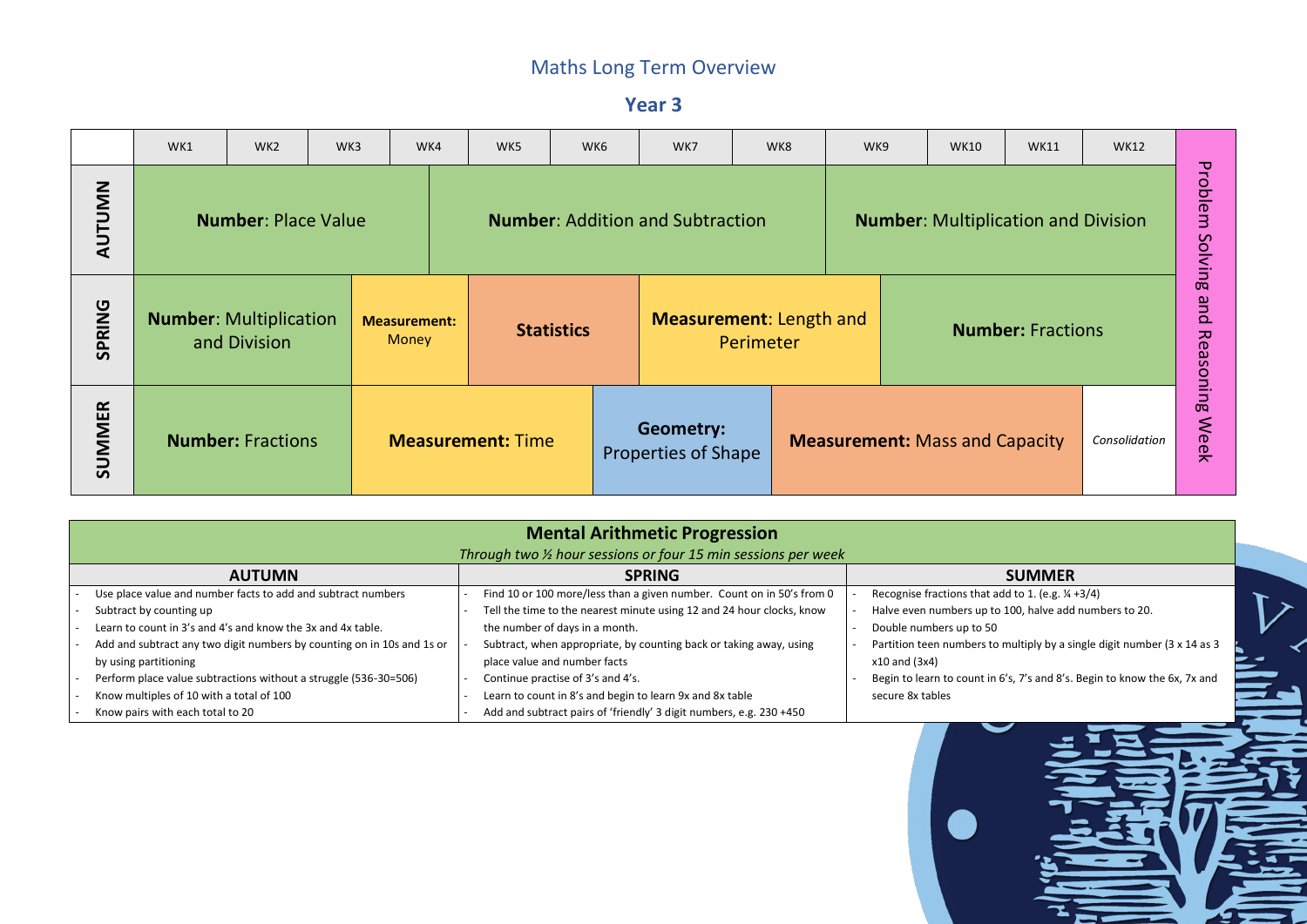# Maths Long Term Overview

## Year 3

| | WK1 | WK2 | WK3 | WK4 | WK5 | WK6 | WK7 | WK8 | WK9 | WK10 | WK11 | WK12 | |
|---|---|---|---|---|---|---|---|---|---|---|---|---|---|
| **AUTUMN** | **Number**: Place Value | | | | **Number**: Addition and Subtraction | | | | **Number**: Multiplication and Division | | | | Problem Solving and Reasoning Week |
| **SPRING** | **Number**: Multiplication and Division | | **Measurement:** Money | | **Statistics** | | **Measurement**: Length and Perimeter | | **Number:** Fractions | | | | |
| **SUMMER** | **Number:** Fractions | | **Measurement:** Time | | | **Geometry:** Properties of Shape | | **Measurement:** Mass and Capacity | | | | *Consolidation* | |

## Mental Arithmetic Progression

*Through two ½ hour sessions or four 15 min sessions per week*

| AUTUMN | SPRING | SUMMER |
|---|---|---|
| - Use place value and number facts to add and subtract numbers<br>- Subtract by counting up<br>- Learn to count in 3's and 4's and know the 3x and 4x table.<br>- Add and subtract any two digit numbers by counting on in 10s and 1s or by using partitioning<br>- Perform place value subtractions without a struggle (536-30=506)<br>- Know multiples of 10 with a total of 100<br>- Know pairs with each total to 20 | - Find 10 or 100 more/less than a given number. Count on in 50's from 0<br>- Tell the time to the nearest minute using 12 and 24 hour clocks, know the number of days in a month.<br>- Subtract, when appropriate, by counting back or taking away, using place value and number facts<br>- Continue practise of 3's and 4's.<br>- Learn to count in 8's and begin to learn 9x and 8x table<br>- Add and subtract pairs of 'friendly' 3 digit numbers, e.g. 230 +450 | - Recognise fractions that add to 1. (e.g. ¼ +3/4)<br>- Halve even numbers up to 100, halve add numbers to 20.<br>- Double numbers up to 50<br>- Partition teen numbers to multiply by a single digit number (3 x 14 as 3 x10 and (3x4)<br>- Begin to learn to count in 6's, 7's and 8's. Begin to know the 6x, 7x and secure 8x tables |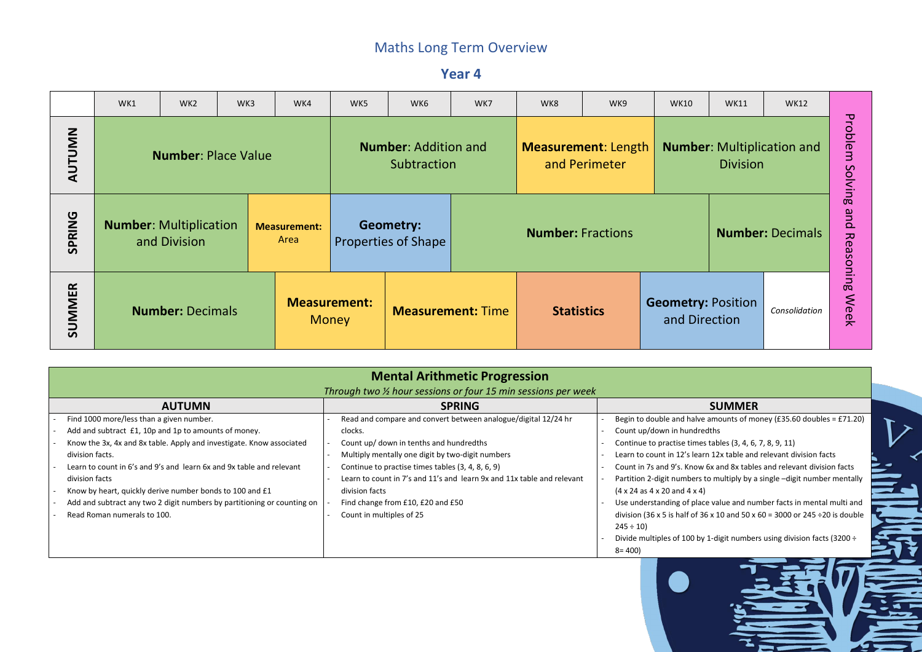# Maths Long Term Overview

## Year 4

| | WK1 | WK2 | WK3 | WK4 | WK5 | WK6 | WK7 | WK8 | WK9 | WK10 | WK11 | WK12 | |
|---|---|---|---|---|---|---|---|---|---|---|---|---|---|
| **AUTUMN** | **Number**: Place Value | | | | **Number**: Addition and Subtraction | | | **Measurement**: Length and Perimeter | | **Number**: Multiplication and Division | | | Problem Solving and Reasoning Week |
| **SPRING** | **Number**: Multiplication and Division | | | **Measurement:** Area | **Geometry:** Properties of Shape | | **Number:** Fractions | | | | **Number:** Decimals | | Problem Solving and Reasoning Week |
| **SUMMER** | **Number:** Decimals | | | **Measurement:** Money | | **Measurement:** Time | | **Statistics** | | **Geometry:** Position and Direction | | *Consolidation* | Problem Solving and Reasoning Week |

## Mental Arithmetic Progression

*Through two ½ hour sessions or four 15 min sessions per week*

| AUTUMN | SPRING | SUMMER |
|---|---|---|
| - Find 1000 more/less than a given number.<br>- Add and subtract £1, 10p and 1p to amounts of money.<br>- Know the 3x, 4x and 8x table. Apply and investigate. Know associated division facts.<br>- Learn to count in 6's and 9's and learn 6x and 9x table and relevant division facts<br>- Know by heart, quickly derive number bonds to 100 and £1<br>- Add and subtract any two 2 digit numbers by partitioning or counting on<br>- Read Roman numerals to 100. | - Read and compare and convert between analogue/digital 12/24 hr clocks.<br>- Count up/ down in tenths and hundredths<br>- Multiply mentally one digit by two-digit numbers<br>- Continue to practise times tables (3, 4, 8, 6, 9)<br>- Learn to count in 7's and 11's and learn 9x and 11x table and relevant division facts<br>- Find change from £10, £20 and £50<br>- Count in multiples of 25 | - Begin to double and halve amounts of money (£35.60 doubles = £71.20)<br>- Count up/down in hundredths<br>- Continue to practise times tables (3, 4, 6, 7, 8, 9, 11)<br>- Learn to count in 12's learn 12x table and relevant division facts<br>- Count in 7s and 9's. Know 6x and 8x tables and relevant division facts<br>- Partition 2-digit numbers to multiply by a single –digit number mentally (4 x 24 as 4 x 20 and 4 x 4)<br>- Use understanding of place value and number facts in mental multi and division (36 x 5 is half of 36 x 10 and 50 x 60 = 3000 or 245 ÷20 is double 245 ÷ 10)<br>- Divide multiples of 100 by 1-digit numbers using division facts (3200 ÷ 8= 400) |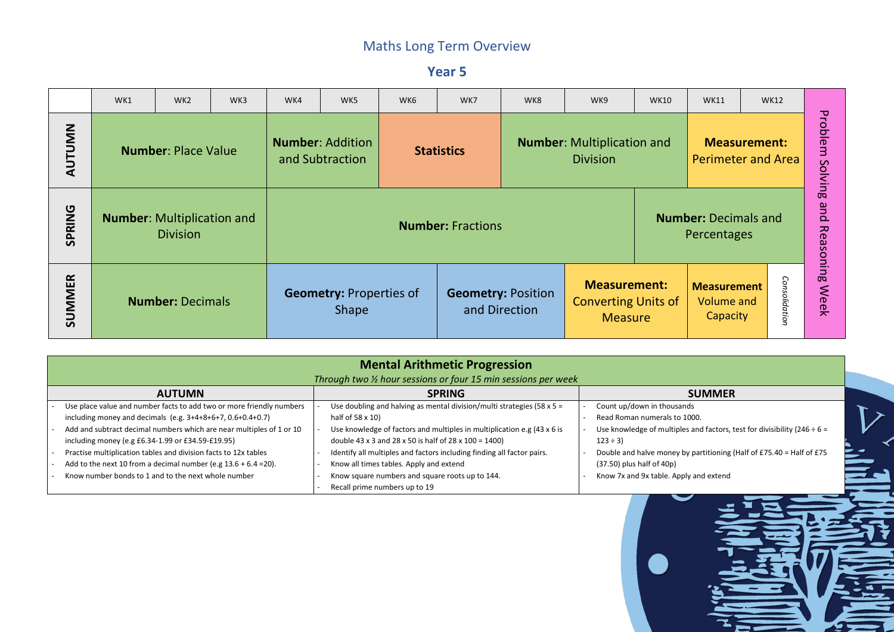# Maths Long Term Overview

## Year 5

| | WK1 | WK2 | WK3 | WK4 | WK5 | WK6 | WK7 | WK8 | WK9 | WK10 | WK11 | WK12 | |
|---|---|---|---|---|---|---|---|---|---|---|---|---|---|
| **AUTUMN** | **Number**: Place Value | | | **Number**: Addition and Subtraction | | **Statistics** | | **Number**: Multiplication and Division | | | **Measurement**: Perimeter and Area | | Problem Solving and Reasoning Week |
| **SPRING** | **Number**: Multiplication and Division | | | **Number:** Fractions | | | | | | **Number:** Decimals and Percentages | | | Problem Solving and Reasoning Week |
| **SUMMER** | **Number:** Decimals | | | **Geometry:** Properties of Shape | | | **Geometry:** Position and Direction | | **Measurement:** Converting Units of Measure | | **Measurement** Volume and Capacity | *Consolidation* | Problem Solving and Reasoning Week |

## Mental Arithmetic Progression

*Through two ½ hour sessions or four 15 min sessions per week*

| AUTUMN | SPRING | SUMMER |
|---|---|---|
| - Use place value and number facts to add two or more friendly numbers including money and decimals (e.g. 3+4+8+6+7, 0.6+0.4+0.7)<br>- Add and subtract decimal numbers which are near multiples of 1 or 10 including money (e.g £6.34-1.99 or £34.59-£19.95)<br>- Practise multiplication tables and division facts to 12x tables<br>- Add to the next 10 from a decimal number (e.g 13.6 + 6.4 =20).<br>- Know number bonds to 1 and to the next whole number | - Use doubling and halving as mental division/multi strategies (58 x 5 = half of 58 x 10)<br>- Use knowledge of factors and multiples in multiplication e.g (43 x 6 is double 43 x 3 and 28 x 50 is half of 28 x 100 = 1400)<br>- Identify all multiples and factors including finding all factor pairs.<br>- Know all times tables. Apply and extend<br>- Know square numbers and square roots up to 144.<br>- Recall prime numbers up to 19 | - Count up/down in thousands<br>- Read Roman numerals to 1000.<br>- Use knowledge of multiples and factors, test for divisibility (246 ÷ 6 = 123 ÷ 3)<br>- Double and halve money by partitioning (Half of £75.40 = Half of £75 (37.50) plus half of 40p)<br>- Know 7x and 9x table. Apply and extend |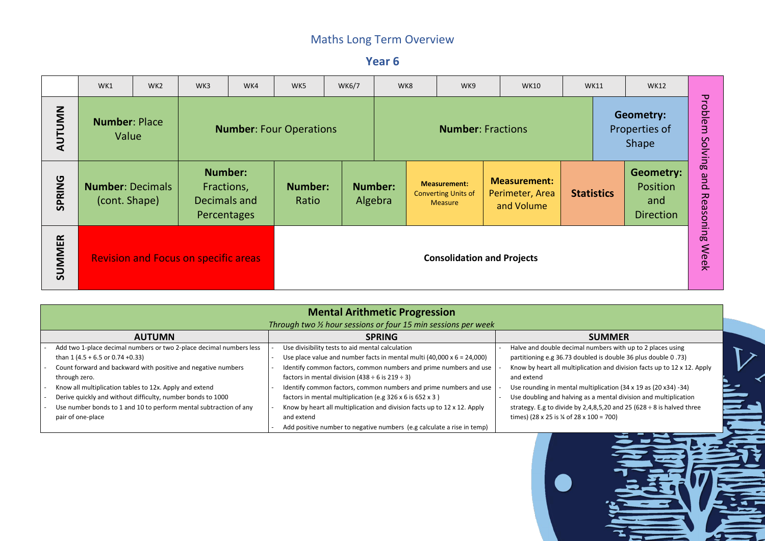# Maths Long Term Overview

## Year 6

| | WK1 | WK2 | WK3 | WK4 | WK5 | WK6/7 | WK8 | WK9 | WK10 | WK11 | WK12 | |
|---|---|---|---|---|---|---|---|---|---|---|---|---|
| **AUTUMN** | **Number**: Place Value | | **Number**: Four Operations | | | | **Number**: Fractions | | | | **Geometry:** Properties of Shape | Problem Solving and Reasoning Week |
| **SPRING** | **Number**: Decimals (cont. Shape) | | **Number:** Fractions, Decimals and Percentages | | **Number:** Ratio | **Number:** Algebra | **Measurement:** Converting Units of Measure | **Measurement:** Perimeter, Area and Volume | | **Statistics** | **Geometry:** Position and Direction | |
| **SUMMER** | Revision and Focus on specific areas | | | | **Consolidation and Projects** | | | | | | | |

## Mental Arithmetic Progression

*Through two ½ hour sessions or four 15 min sessions per week*

| AUTUMN | SPRING | SUMMER |
|---|---|---|
| - Add two 1-place decimal numbers or two 2-place decimal numbers less than 1 (4.5 + 6.5 or 0.74 +0.33)<br>- Count forward and backward with positive and negative numbers through zero.<br>- Know all multiplication tables to 12x. Apply and extend<br>- Derive quickly and without difficulty, number bonds to 1000<br>- Use number bonds to 1 and 10 to perform mental subtraction of any pair of one-place | - Use divisibility tests to aid mental calculation<br>- Use place value and number facts in mental multi (40,000 x 6 = 24,000)<br>- Identify common factors, common numbers and prime numbers and use factors in mental division (438 ÷ 6 is 219 ÷ 3)<br>- Identify common factors, common numbers and prime numbers and use factors in mental multiplication (e.g 326 x 6 is 652 x 3 )<br>- Know by heart all multiplication and division facts up to 12 x 12. Apply and extend<br>- Add positive number to negative numbers (e.g calculate a rise in temp) | - Halve and double decimal numbers with up to 2 places using partitioning e.g 36.73 doubled is double 36 plus double 0 .73)<br>- Know by heart all multiplication and division facts up to 12 x 12. Apply and extend<br>- Use rounding in mental multiplication (34 x 19 as (20 x34) -34)<br>- Use doubling and halving as a mental division and multiplication strategy. E.g to divide by 2,4,8,5,20 and 25 (628 ÷ 8 is halved three times) (28 x 25 is ¼ of 28 x 100 = 700) |